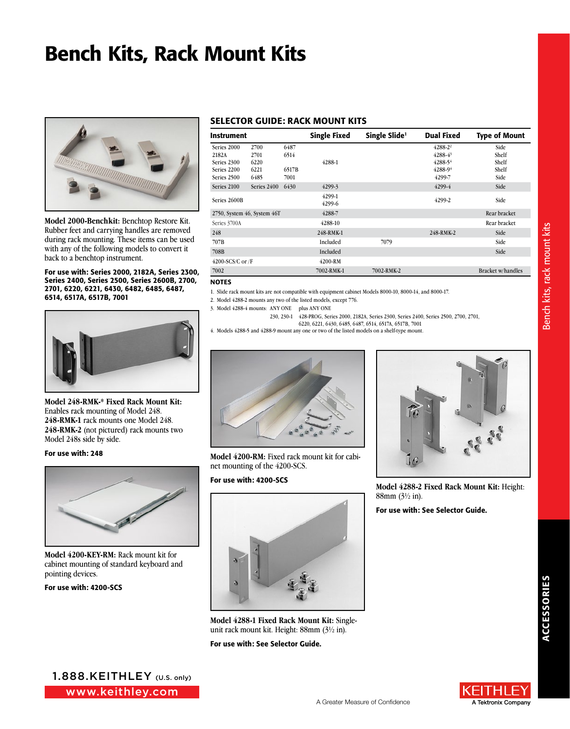# Bench Kits, Rack Mount Kits

**Model 2000-Benchkit:** Benchtop Restore Kit. Rubber feet and carrying handles are removed during rack mounting. These items can be used with any of the following models to convert it back to a benchtop instrument.

**For use with: Series 2000, 2182A, Series 2300, Series 2400, Series 2500, Series 2600B, 2700, 2701, 6220, 6221, 6430, 6482, 6485, 6487, 6514, 6517A, 6517B, 7001**

**Model 248-RMK-* Fixed Rack Mount Kit:** Enables rack mounting of Model 248. **248-RMK-1** rack mounts one Model 248. **248-RMK-2** (not pictured) rack mounts two Model 248s side by side.

**For use with: 248**

**Model 4200-KEY-RM:** Rack mount kit for cabinet mounting of standard keyboard and pointing devices.

**For use with: 4200-SCS**

## SELECTOR GUIDE: RACK MOUNT KITS

| Instrument | | | Single Fixed | Single Slide[1] | Dual Fixed | Type of Mount |
|---|---|---|---|---|---|---|
| Series 2000 | 2700 | 6487 | | | 4288-2[2] | Side |
| 2182A | 2701 | 6514 | | | 4288-4[3] | Shelf |
| Series 2300 | 6220 | | 4288-1 | | 4288-5[4] | Shelf |
| Series 2200 | 6221 | 6517B | | | 4288-9[4] | Shelf |
| Series 2500 | 6485 | 7001 | | | 4299-7 | Side |
| Series 2100 | Series 2400 | 6430 | 4299-3 | | 4299-4 | Side |
| Series 2600B | | | 4299-1<br>4299-6 | | 4299-2 | Side |
| 2750, System 46, System 46T | | | 4288-7 | | | Rear bracket |
| Series 3700A | | | 4288-10 | | | Rear bracket |
| 248 | | | 248-RMK-1 | | 248-RMK-2 | Side |
| 707B | | | Included | 7079 | | Side |
| 708B | | | Included | | | Side |
| 4200-SCS/C or /F | | | 4200-RM | | | |
| 7002 | | | 7002-RMK-1 | 7002-RMK-2 | | Bracket w/handles |

**NOTES**

1. Slide rack mount kits are not compatible with equipment cabinet Models 8000-10, 8000-14, and 8000-17.
2. Model 4288-2 mounts any two of the listed models, except 776.
3. Model 4288-4 mounts: ANY ONE plus ANY ONE
   230, 230-1 428-PROG, Series 2000, 2182A, Series 2300, Series 2400, Series 2500, 2700, 2701, 6220, 6221, 6430, 6485, 6487, 6514, 6517A, 6517B, 7001
4. Models 4288-5 and 4288-9 mount any one or two of the listed models on a shelf-type mount.

**Model 4200-RM:** Fixed rack mount kit for cabinet mounting of the 4200-SCS.

**For use with: 4200-SCS**

**Model 4288-1 Fixed Rack Mount Kit:** Single-unit rack mount kit. Height: 88mm (3½ in).

**For use with: See Selector Guide.**

**Model 4288-2 Fixed Rack Mount Kit:** Height: 88mm (3½ in).

**For use with: See Selector Guide.**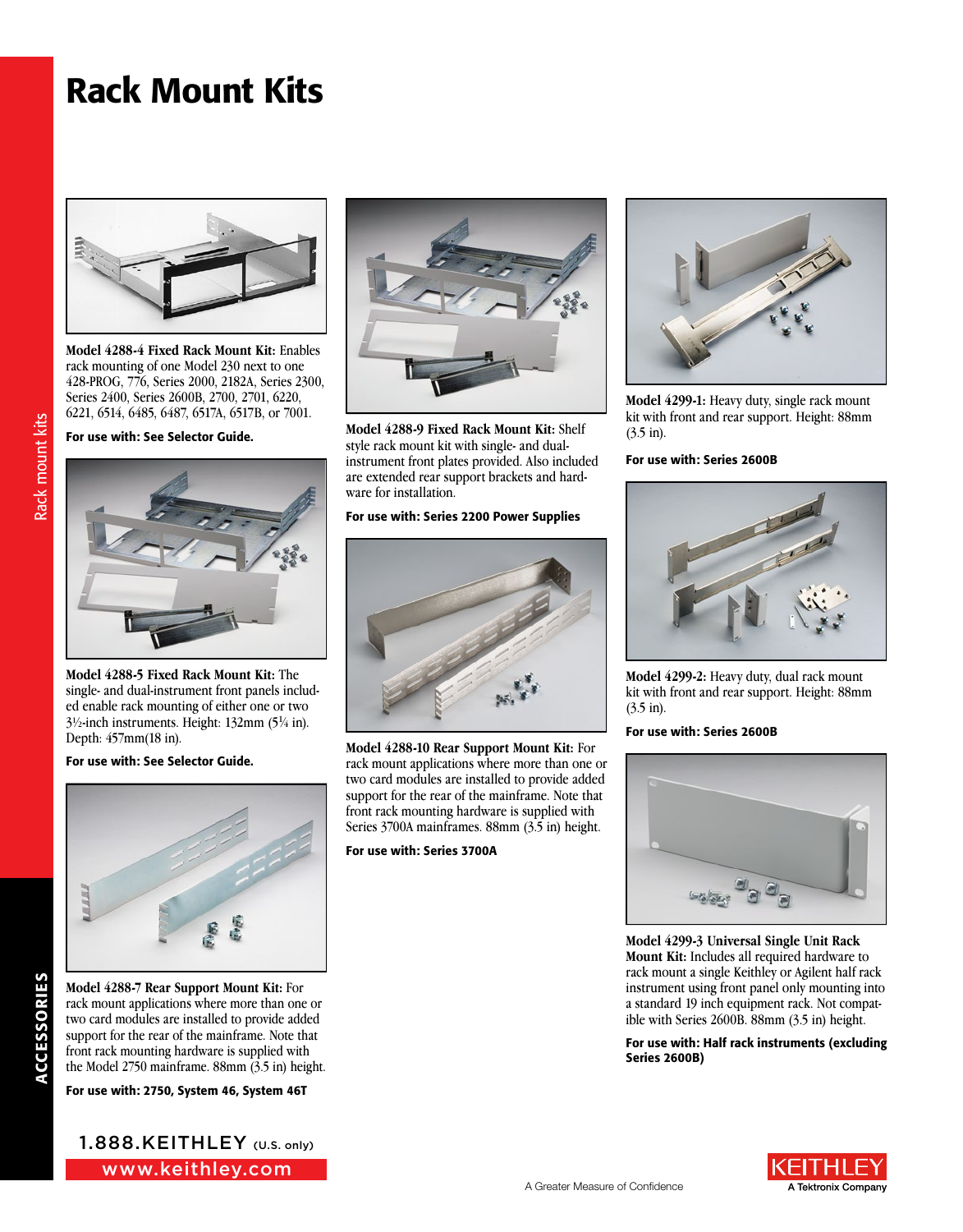# Rack Mount Kits

**Model 4288-4 Fixed Rack Mount Kit:** Enables rack mounting of one Model 230 next to one 428-PROG, 776, Series 2000, 2182A, Series 2300, Series 2400, Series 2600B, 2700, 2701, 6220, 6221, 6514, 6485, 6487, 6517A, 6517B, or 7001.

**For use with: See Selector Guide.**

**Model 4288-5 Fixed Rack Mount Kit:** The single- and dual-instrument front panels included enable rack mounting of either one or two 3½-inch instruments. Height: 132mm (5¼ in). Depth: 457mm(18 in).

**For use with: See Selector Guide.**

**Model 4288-7 Rear Support Mount Kit:** For rack mount applications where more than one or two card modules are installed to provide added support for the rear of the mainframe. Note that front rack mounting hardware is supplied with the Model 2750 mainframe. 88mm (3.5 in) height.

**For use with: 2750, System 46, System 46T**

**Model 4288-9 Fixed Rack Mount Kit:** Shelf style rack mount kit with single- and dual-instrument front plates provided. Also included are extended rear support brackets and hardware for installation.

**For use with: Series 2200 Power Supplies**

**Model 4288-10 Rear Support Mount Kit:** For rack mount applications where more than one or two card modules are installed to provide added support for the rear of the mainframe. Note that front rack mounting hardware is supplied with Series 3700A mainframes. 88mm (3.5 in) height.

**For use with: Series 3700A**

**Model 4299-1:** Heavy duty, single rack mount kit with front and rear support. Height: 88mm (3.5 in).

**For use with: Series 2600B**

**Model 4299-2:** Heavy duty, dual rack mount kit with front and rear support. Height: 88mm (3.5 in).

**For use with: Series 2600B**

**Model 4299-3 Universal Single Unit Rack Mount Kit:** Includes all required hardware to rack mount a single Keithley or Agilent half rack instrument using front panel only mounting into a standard 19 inch equipment rack. Not compatible with Series 2600B. 88mm (3.5 in) height.

**For use with: Half rack instruments (excluding Series 2600B)**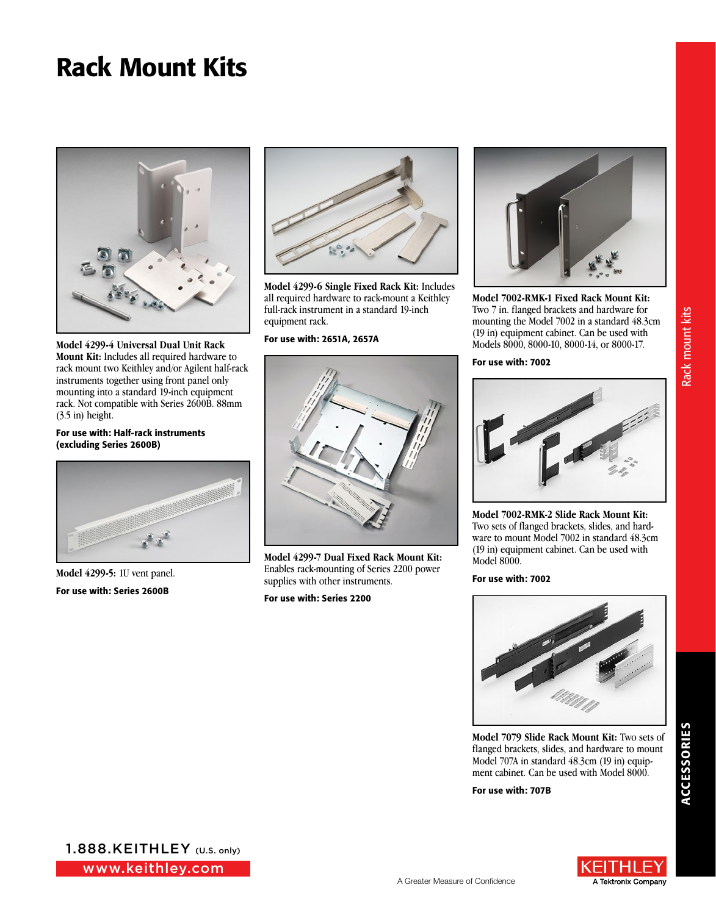# Rack Mount Kits

**Model 4299-4 Universal Dual Unit Rack Mount Kit:** Includes all required hardware to rack mount two Keithley and/or Agilent half-rack instruments together using front panel only mounting into a standard 19-inch equipment rack. Not compatible with Series 2600B. 88mm (3.5 in) height.

**For use with: Half-rack instruments (excluding Series 2600B)**

**Model 4299-5:** 1U vent panel.

**For use with: Series 2600B**

**Model 4299-6 Single Fixed Rack Kit:** Includes all required hardware to rack-mount a Keithley full-rack instrument in a standard 19-inch equipment rack.

**For use with: 2651A, 2657A**

**Model 4299-7 Dual Fixed Rack Mount Kit:** Enables rack-mounting of Series 2200 power supplies with other instruments.

**For use with: Series 2200**

**Model 7002-RMK-1 Fixed Rack Mount Kit:** Two 7 in. flanged brackets and hardware for mounting the Model 7002 in a standard 48.3cm (19 in) equipment cabinet. Can be used with Models 8000, 8000-10, 8000-14, or 8000-17.

**For use with: 7002**

**Model 7002-RMK-2 Slide Rack Mount Kit:** Two sets of flanged brackets, slides, and hardware to mount Model 7002 in standard 48.3cm (19 in) equipment cabinet. Can be used with Model 8000.

**For use with: 7002**

**Model 7079 Slide Rack Mount Kit:** Two sets of flanged brackets, slides, and hardware to mount Model 707A in standard 48.3cm (19 in) equipment cabinet. Can be used with Model 8000.

**For use with: 707B**